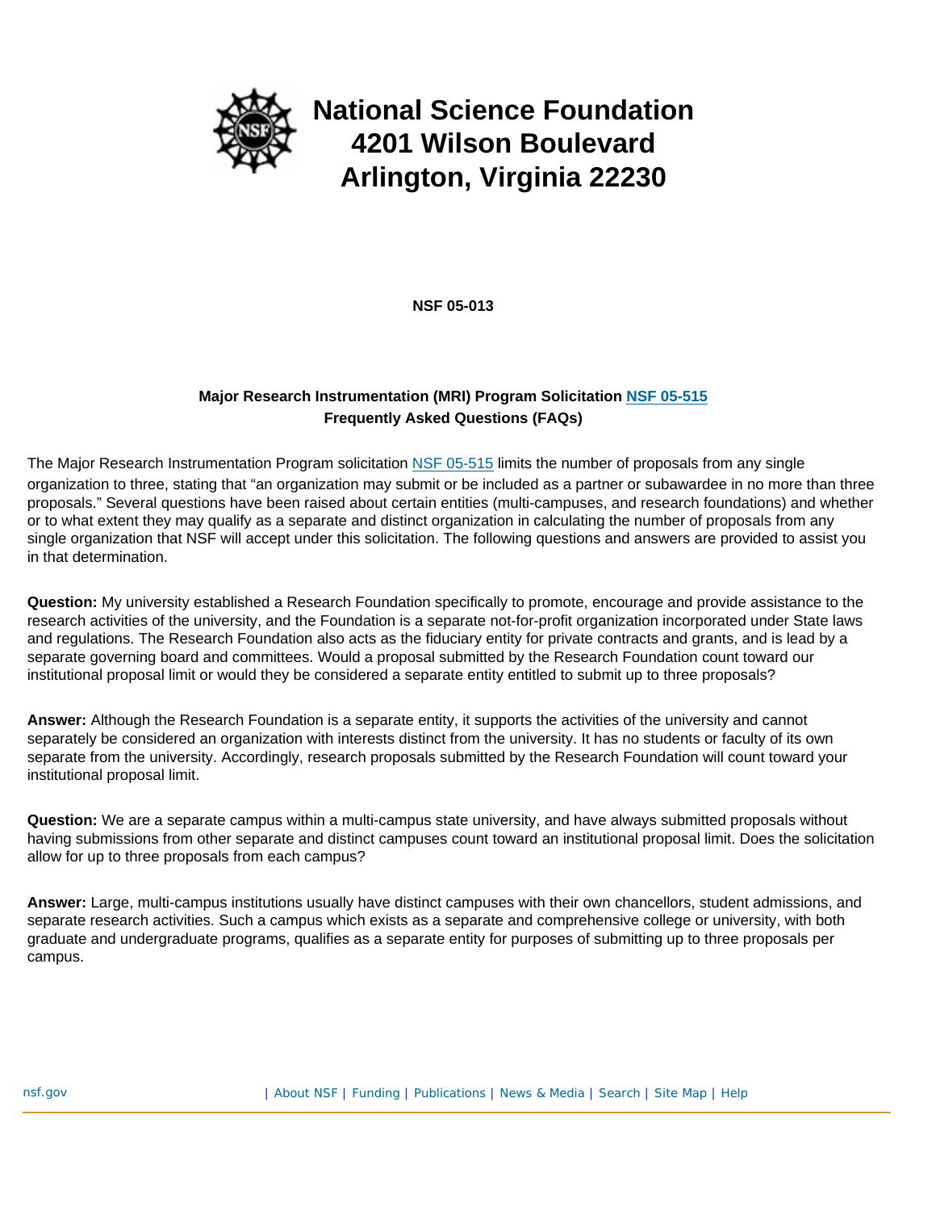# National Science Foundation
# 4201 Wilson Boulevard
# Arlington, Virginia 22230

**NSF 05-013**

## Major Research Instrumentation (MRI) Program Solicitation NSF 05-515
## Frequently Asked Questions (FAQs)

The Major Research Instrumentation Program solicitation NSF 05-515 limits the number of proposals from any single organization to three, stating that "an organization may submit or be included as a partner or subawardee in no more than three proposals." Several questions have been raised about certain entities (multi-campuses, and research foundations) and whether or to what extent they may qualify as a separate and distinct organization in calculating the number of proposals from any single organization that NSF will accept under this solicitation. The following questions and answers are provided to assist you in that determination.

**Question:** My university established a Research Foundation specifically to promote, encourage and provide assistance to the research activities of the university, and the Foundation is a separate not-for-profit organization incorporated under State laws and regulations. The Research Foundation also acts as the fiduciary entity for private contracts and grants, and is lead by a separate governing board and committees. Would a proposal submitted by the Research Foundation count toward our institutional proposal limit or would they be considered a separate entity entitled to submit up to three proposals?

**Answer:** Although the Research Foundation is a separate entity, it supports the activities of the university and cannot separately be considered an organization with interests distinct from the university. It has no students or faculty of its own separate from the university. Accordingly, research proposals submitted by the Research Foundation will count toward your institutional proposal limit.

**Question:** We are a separate campus within a multi-campus state university, and have always submitted proposals without having submissions from other separate and distinct campuses count toward an institutional proposal limit. Does the solicitation allow for up to three proposals from each campus?

**Answer:** Large, multi-campus institutions usually have distinct campuses with their own chancellors, student admissions, and separate research activities. Such a campus which exists as a separate and comprehensive college or university, with both graduate and undergraduate programs, qualifies as a separate entity for purposes of submitting up to three proposals per campus.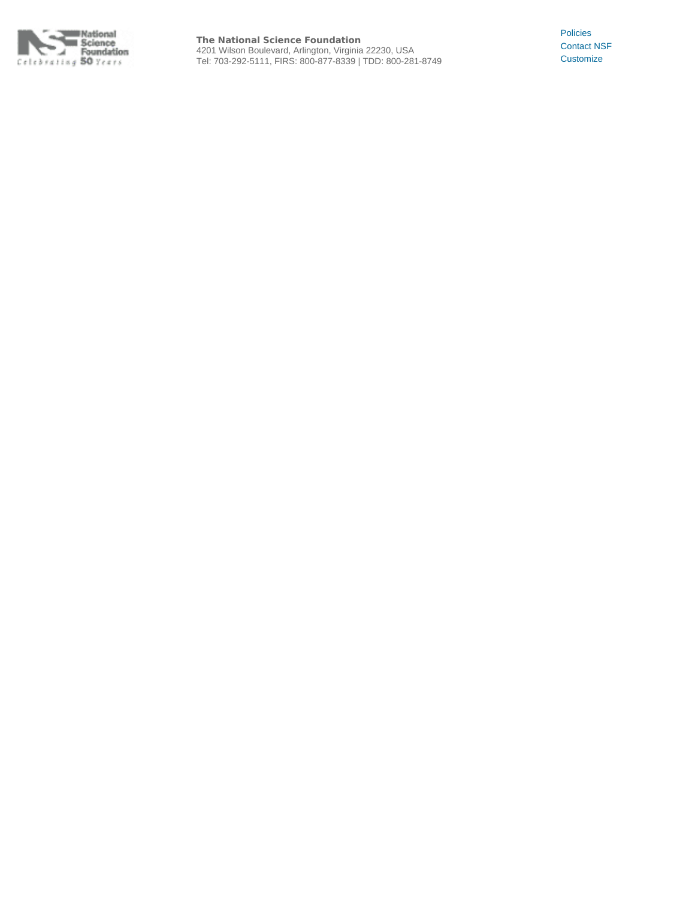**The National Science Foundation**
4201 Wilson Boulevard, Arlington, Virginia 22230, USA
Tel: 703-292-5111, FIRS: 800-877-8339 | TDD: 800-281-8749

Policies
Contact NSF
Customize